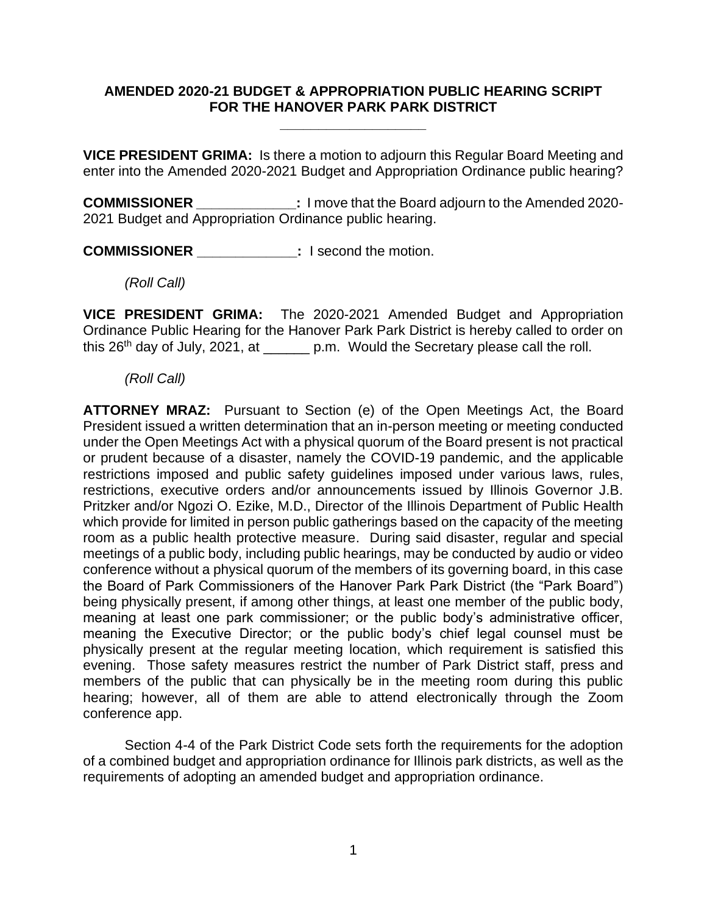**AMENDED 2020-21 BUDGET & APPROPRIATION PUBLIC HEARING SCRIPT FOR THE HANOVER PARK PARK DISTRICT**

**\_\_\_\_\_\_\_\_\_\_\_\_\_\_\_\_\_\_\_\_**

**VICE PRESIDENT GRIMA:** Is there a motion to adjourn this Regular Board Meeting and enter into the Amended 2020-2021 Budget and Appropriation Ordinance public hearing?

**COMMISSIONER \_\_\_\_\_\_\_\_\_\_\_\_\_:** I move that the Board adjourn to the Amended 2020-2021 Budget and Appropriation Ordinance public hearing.

**COMMISSIONER \_\_\_\_\_\_\_\_\_\_\_\_\_:** I second the motion.

*(Roll Call)*

**VICE PRESIDENT GRIMA:** The 2020-2021 Amended Budget and Appropriation Ordinance Public Hearing for the Hanover Park Park District is hereby called to order on this 26th day of July, 2021, at \_\_\_\_\_\_ p.m. Would the Secretary please call the roll.

*(Roll Call)*

**ATTORNEY MRAZ:** Pursuant to Section (e) of the Open Meetings Act, the Board President issued a written determination that an in-person meeting or meeting conducted under the Open Meetings Act with a physical quorum of the Board present is not practical or prudent because of a disaster, namely the COVID-19 pandemic, and the applicable restrictions imposed and public safety guidelines imposed under various laws, rules, restrictions, executive orders and/or announcements issued by Illinois Governor J.B. Pritzker and/or Ngozi O. Ezike, M.D., Director of the Illinois Department of Public Health which provide for limited in person public gatherings based on the capacity of the meeting room as a public health protective measure. During said disaster, regular and special meetings of a public body, including public hearings, may be conducted by audio or video conference without a physical quorum of the members of its governing board, in this case the Board of Park Commissioners of the Hanover Park Park District (the "Park Board") being physically present, if among other things, at least one member of the public body, meaning at least one park commissioner; or the public body's administrative officer, meaning the Executive Director; or the public body's chief legal counsel must be physically present at the regular meeting location, which requirement is satisfied this evening. Those safety measures restrict the number of Park District staff, press and members of the public that can physically be in the meeting room during this public hearing; however, all of them are able to attend electronically through the Zoom conference app.

Section 4-4 of the Park District Code sets forth the requirements for the adoption of a combined budget and appropriation ordinance for Illinois park districts, as well as the requirements of adopting an amended budget and appropriation ordinance.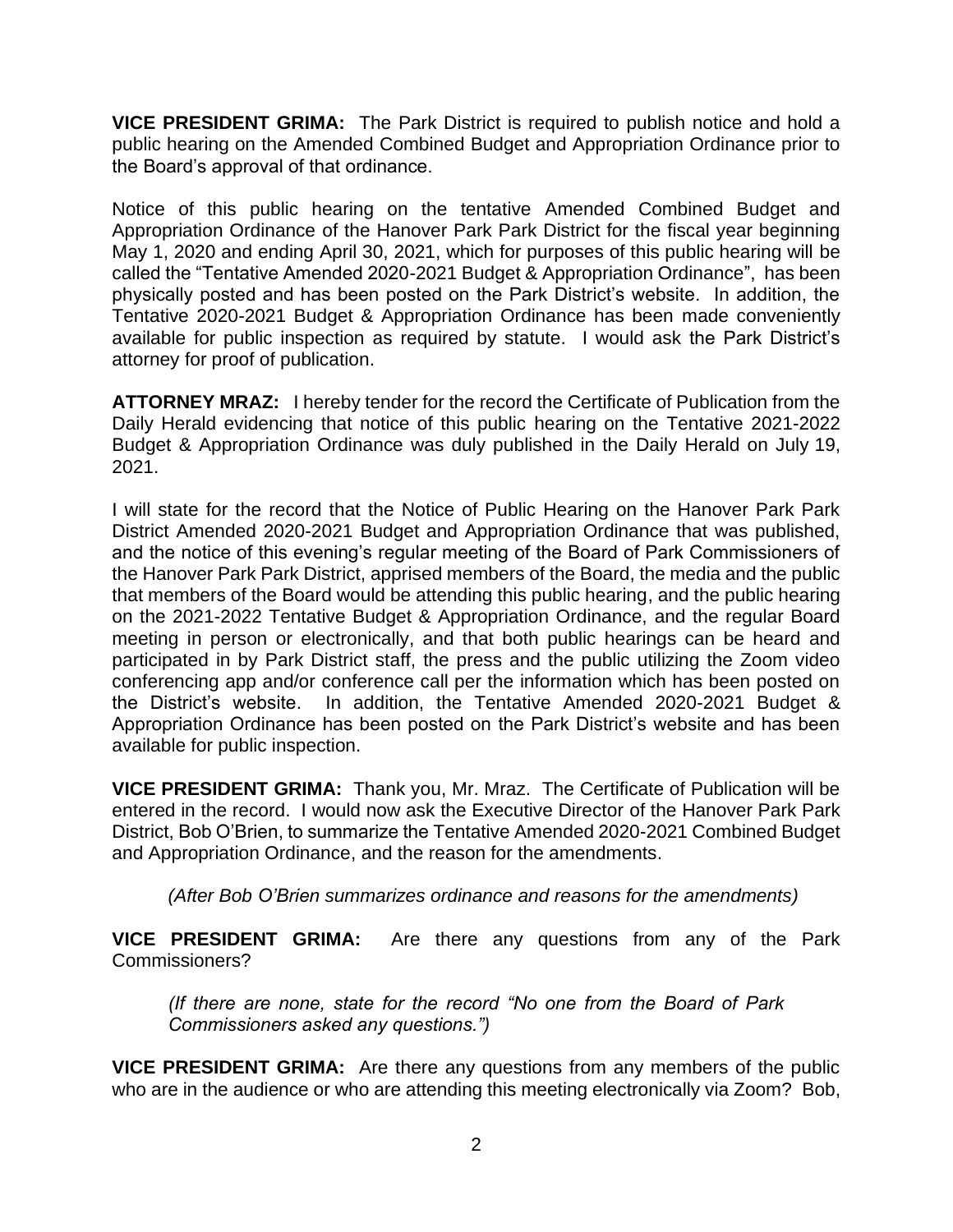**VICE PRESIDENT GRIMA:** The Park District is required to publish notice and hold a public hearing on the Amended Combined Budget and Appropriation Ordinance prior to the Board's approval of that ordinance.

Notice of this public hearing on the tentative Amended Combined Budget and Appropriation Ordinance of the Hanover Park Park District for the fiscal year beginning May 1, 2020 and ending April 30, 2021, which for purposes of this public hearing will be called the "Tentative Amended 2020-2021 Budget & Appropriation Ordinance", has been physically posted and has been posted on the Park District's website. In addition, the Tentative 2020-2021 Budget & Appropriation Ordinance has been made conveniently available for public inspection as required by statute. I would ask the Park District's attorney for proof of publication.

**ATTORNEY MRAZ:** I hereby tender for the record the Certificate of Publication from the Daily Herald evidencing that notice of this public hearing on the Tentative 2021-2022 Budget & Appropriation Ordinance was duly published in the Daily Herald on July 19, 2021.

I will state for the record that the Notice of Public Hearing on the Hanover Park Park District Amended 2020-2021 Budget and Appropriation Ordinance that was published, and the notice of this evening's regular meeting of the Board of Park Commissioners of the Hanover Park Park District, apprised members of the Board, the media and the public that members of the Board would be attending this public hearing, and the public hearing on the 2021-2022 Tentative Budget & Appropriation Ordinance, and the regular Board meeting in person or electronically, and that both public hearings can be heard and participated in by Park District staff, the press and the public utilizing the Zoom video conferencing app and/or conference call per the information which has been posted on the District's website. In addition, the Tentative Amended 2020-2021 Budget & Appropriation Ordinance has been posted on the Park District's website and has been available for public inspection.

**VICE PRESIDENT GRIMA:** Thank you, Mr. Mraz. The Certificate of Publication will be entered in the record. I would now ask the Executive Director of the Hanover Park Park District, Bob O'Brien, to summarize the Tentative Amended 2020-2021 Combined Budget and Appropriation Ordinance, and the reason for the amendments.

*(After Bob O'Brien summarizes ordinance and reasons for the amendments)*

**VICE PRESIDENT GRIMA:** Are there any questions from any of the Park Commissioners?

*(If there are none, state for the record "No one from the Board of Park Commissioners asked any questions.")*

**VICE PRESIDENT GRIMA:** Are there any questions from any members of the public who are in the audience or who are attending this meeting electronically via Zoom? Bob,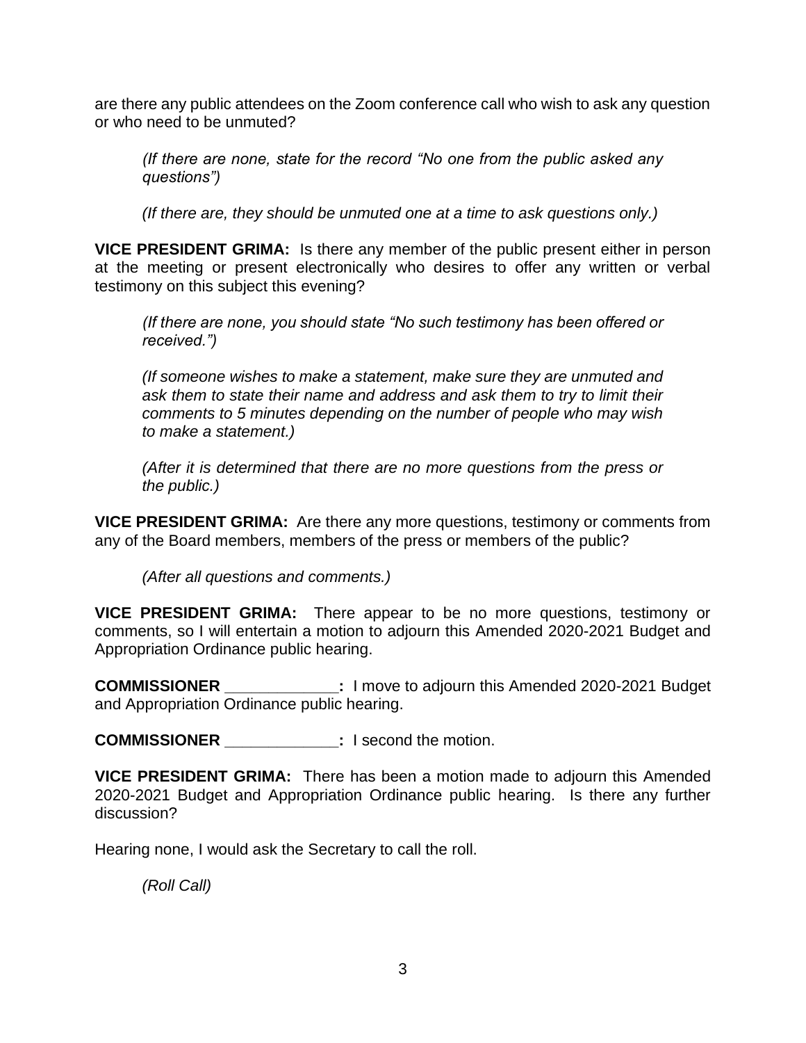are there any public attendees on the Zoom conference call who wish to ask any question or who need to be unmuted?

> *(If there are none, state for the record "No one from the public asked any questions")*
>
> *(If there are, they should be unmuted one at a time to ask questions only.)*

**VICE PRESIDENT GRIMA:** Is there any member of the public present either in person at the meeting or present electronically who desires to offer any written or verbal testimony on this subject this evening?

> *(If there are none, you should state "No such testimony has been offered or received.")*
>
> *(If someone wishes to make a statement, make sure they are unmuted and ask them to state their name and address and ask them to try to limit their comments to 5 minutes depending on the number of people who may wish to make a statement.)*
>
> *(After it is determined that there are no more questions from the press or the public.)*

**VICE PRESIDENT GRIMA:** Are there any more questions, testimony or comments from any of the Board members, members of the press or members of the public?

> *(After all questions and comments.)*

**VICE PRESIDENT GRIMA:** There appear to be no more questions, testimony or comments, so I will entertain a motion to adjourn this Amended 2020-2021 Budget and Appropriation Ordinance public hearing.

**COMMISSIONER _____________:** I move to adjourn this Amended 2020-2021 Budget and Appropriation Ordinance public hearing.

**COMMISSIONER _____________:** I second the motion.

**VICE PRESIDENT GRIMA:** There has been a motion made to adjourn this Amended 2020-2021 Budget and Appropriation Ordinance public hearing. Is there any further discussion?

Hearing none, I would ask the Secretary to call the roll.

> *(Roll Call)*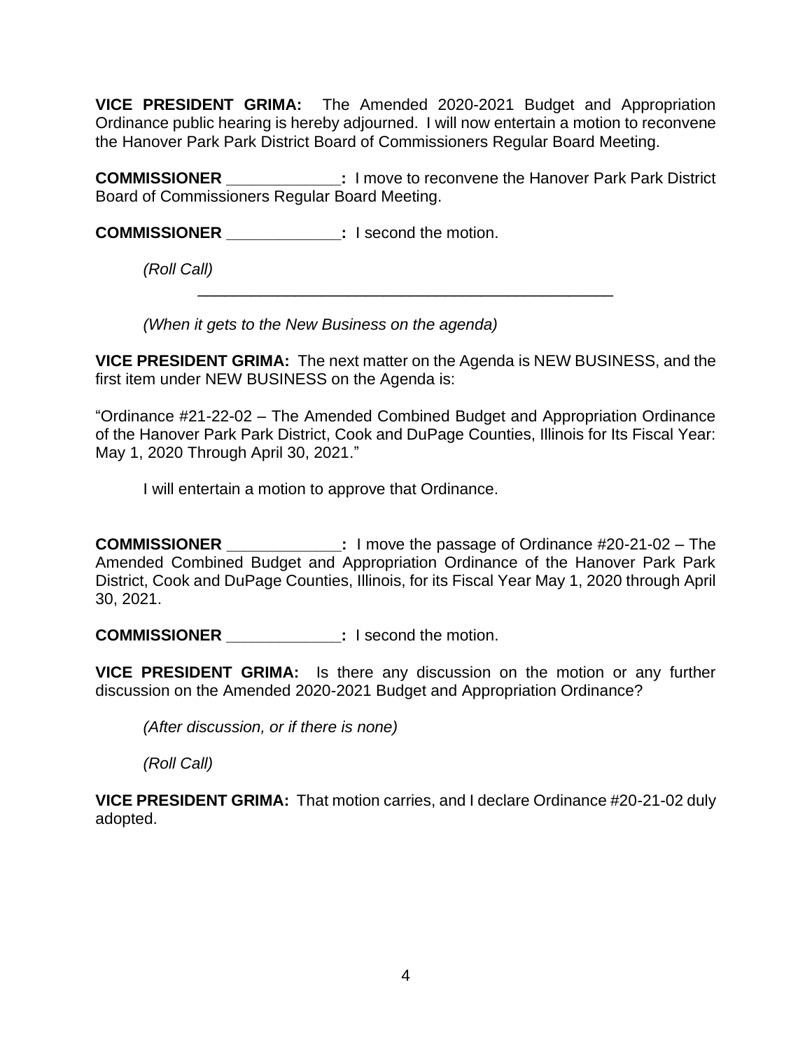**VICE PRESIDENT GRIMA:** The Amended 2020-2021 Budget and Appropriation Ordinance public hearing is hereby adjourned. I will now entertain a motion to reconvene the Hanover Park Park District Board of Commissioners Regular Board Meeting.

**COMMISSIONER _____________:** I move to reconvene the Hanover Park Park District Board of Commissioners Regular Board Meeting.

**COMMISSIONER _____________:** I second the motion.

*(Roll Call)*

---

*(When it gets to the New Business on the agenda)*

**VICE PRESIDENT GRIMA:** The next matter on the Agenda is NEW BUSINESS, and the first item under NEW BUSINESS on the Agenda is:

"Ordinance #21-22-02 – The Amended Combined Budget and Appropriation Ordinance of the Hanover Park Park District, Cook and DuPage Counties, Illinois for Its Fiscal Year: May 1, 2020 Through April 30, 2021."

I will entertain a motion to approve that Ordinance.

**COMMISSIONER _____________:** I move the passage of Ordinance #20-21-02 – The Amended Combined Budget and Appropriation Ordinance of the Hanover Park Park District, Cook and DuPage Counties, Illinois, for its Fiscal Year May 1, 2020 through April 30, 2021.

**COMMISSIONER _____________:** I second the motion.

**VICE PRESIDENT GRIMA:** Is there any discussion on the motion or any further discussion on the Amended 2020-2021 Budget and Appropriation Ordinance?

*(After discussion, or if there is none)*

*(Roll Call)*

**VICE PRESIDENT GRIMA:** That motion carries, and I declare Ordinance #20-21-02 duly adopted.